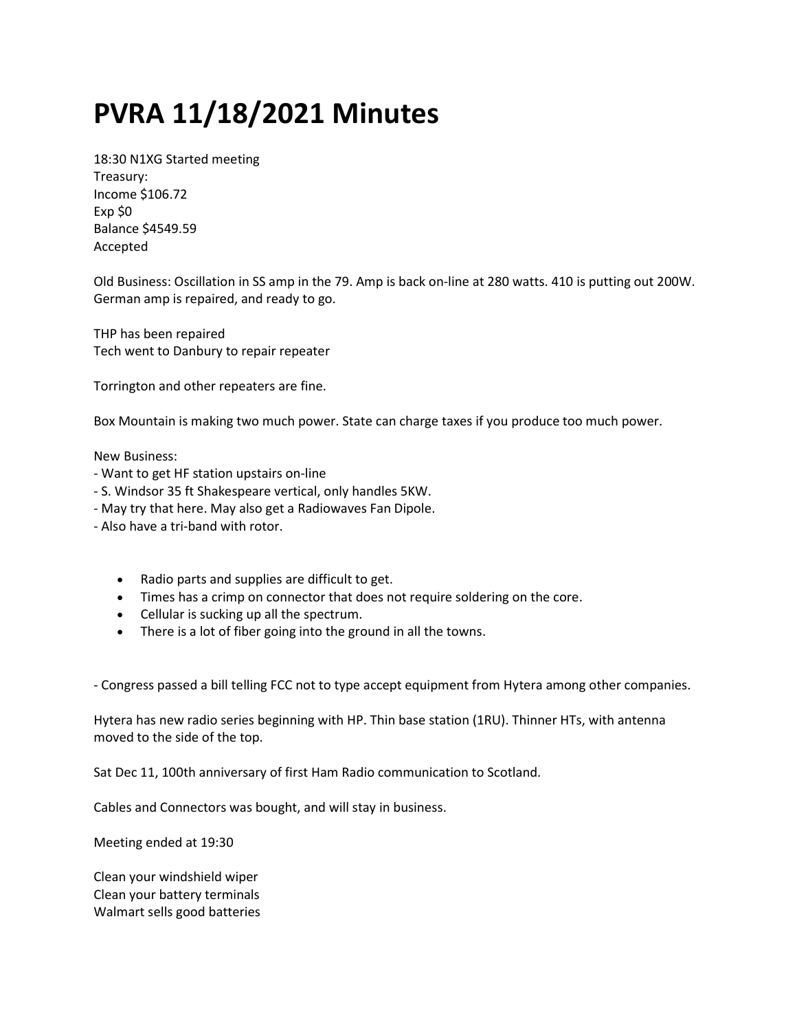# PVRA 11/18/2021 Minutes

18:30 N1XG Started meeting
Treasury:
Income $106.72
Exp $0
Balance $4549.59
Accepted

Old Business: Oscillation in SS amp in the 79. Amp is back on-line at 280 watts. 410 is putting out 200W. German amp is repaired, and ready to go.

THP has been repaired
Tech went to Danbury to repair repeater

Torrington and other repeaters are fine.

Box Mountain is making two much power. State can charge taxes if you produce too much power.

New Business:
- Want to get HF station upstairs on-line
- S. Windsor 35 ft Shakespeare vertical, only handles 5KW.
- May try that here. May also get a Radiowaves Fan Dipole.
- Also have a tri-band with rotor.

- Radio parts and supplies are difficult to get.
- Times has a crimp on connector that does not require soldering on the core.
- Cellular is sucking up all the spectrum.
- There is a lot of fiber going into the ground in all the towns.

- Congress passed a bill telling FCC not to type accept equipment from Hytera among other companies.

Hytera has new radio series beginning with HP. Thin base station (1RU). Thinner HTs, with antenna moved to the side of the top.

Sat Dec 11, 100th anniversary of first Ham Radio communication to Scotland.

Cables and Connectors was bought, and will stay in business.

Meeting ended at 19:30

Clean your windshield wiper
Clean your battery terminals
Walmart sells good batteries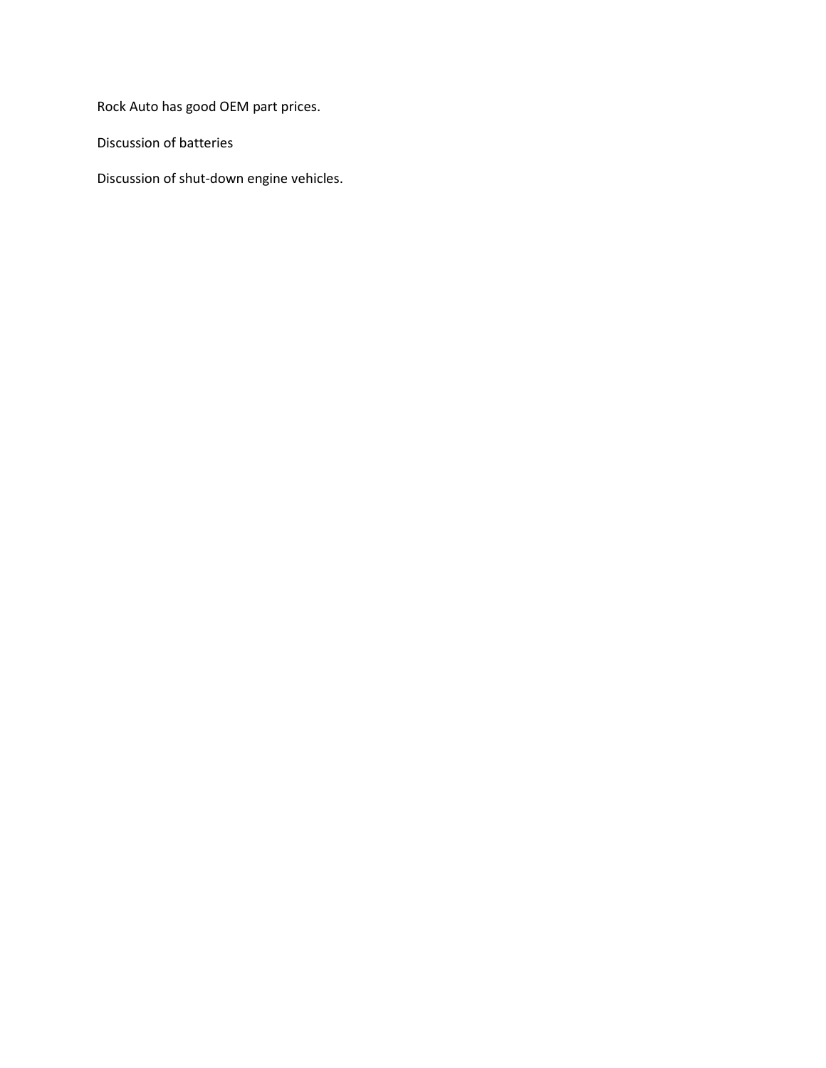Rock Auto has good OEM part prices.

Discussion of batteries

Discussion of shut-down engine vehicles.